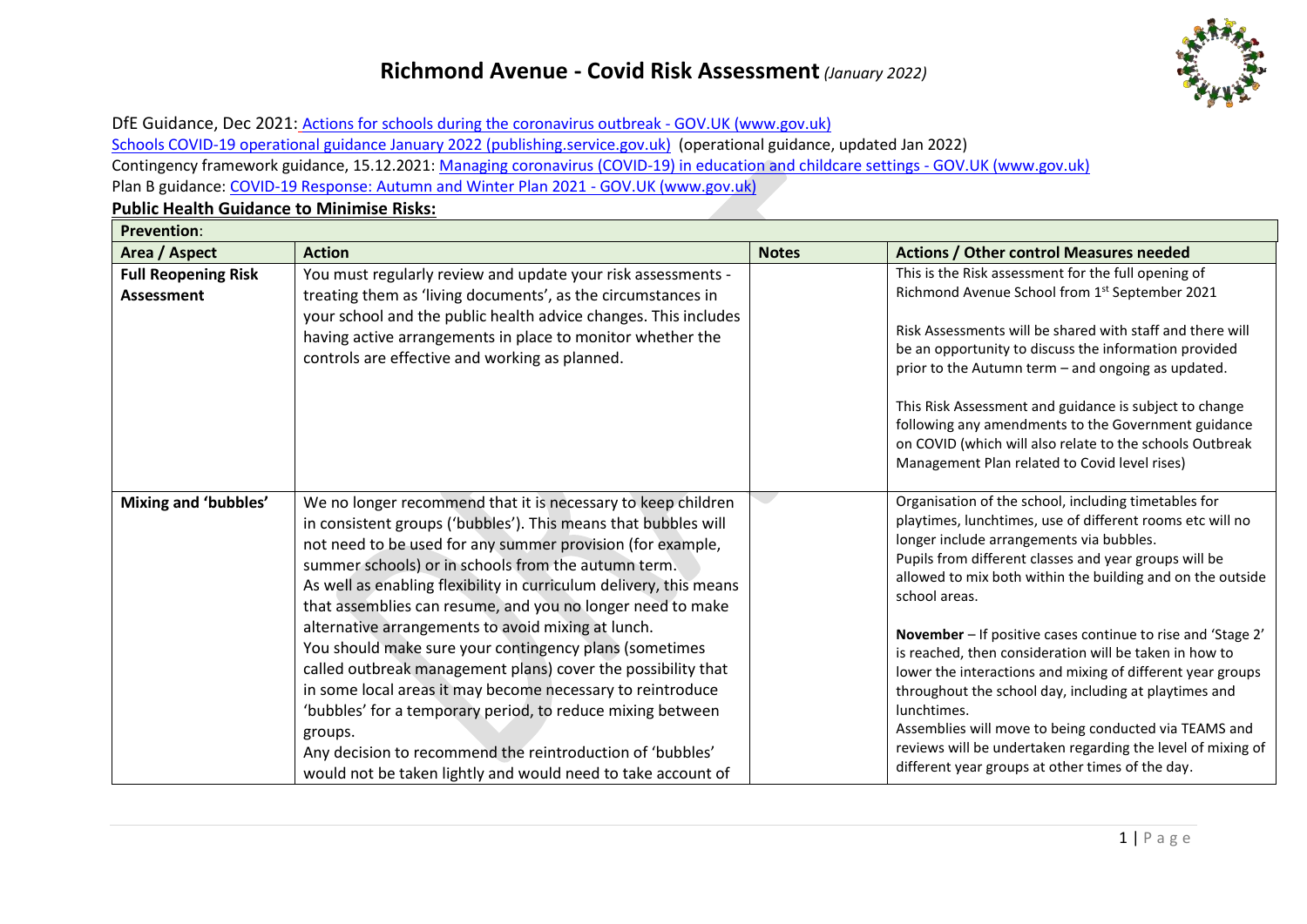# Richmond Avenue - Covid Risk Assessment *(January 2022)*

DfE Guidance, Dec 2021: Actions for schools during the coronavirus outbreak - GOV.UK (www.gov.uk)

Schools COVID-19 operational guidance January 2022 (publishing.service.gov.uk) (operational guidance, updated Jan 2022)

Contingency framework guidance, 15.12.2021: Managing coronavirus (COVID-19) in education and childcare settings - GOV.UK (www.gov.uk)

Plan B guidance: COVID-19 Response: Autumn and Winter Plan 2021 - GOV.UK (www.gov.uk)

**Public Health Guidance to Minimise Risks:**

| **Prevention**: | | | |
|---|---|---|---|
| **Area / Aspect** | **Action** | **Notes** | **Actions / Other control Measures needed** |
| **Full Reopening Risk Assessment** | You must regularly review and update your risk assessments - treating them as 'living documents', as the circumstances in your school and the public health advice changes. This includes having active arrangements in place to monitor whether the controls are effective and working as planned. | | This is the Risk assessment for the full opening of Richmond Avenue School from 1st September 2021<br><br>Risk Assessments will be shared with staff and there will be an opportunity to discuss the information provided prior to the Autumn term – and ongoing as updated.<br><br>This Risk Assessment and guidance is subject to change following any amendments to the Government guidance on COVID (which will also relate to the schools Outbreak Management Plan related to Covid level rises) |
| **Mixing and 'bubbles'** | We no longer recommend that it is necessary to keep children in consistent groups ('bubbles'). This means that bubbles will not need to be used for any summer provision (for example, summer schools) or in schools from the autumn term.<br>As well as enabling flexibility in curriculum delivery, this means that assemblies can resume, and you no longer need to make alternative arrangements to avoid mixing at lunch.<br>You should make sure your contingency plans (sometimes called outbreak management plans) cover the possibility that in some local areas it may become necessary to reintroduce 'bubbles' for a temporary period, to reduce mixing between groups.<br>Any decision to recommend the reintroduction of 'bubbles' would not be taken lightly and would need to take account of | | Organisation of the school, including timetables for playtimes, lunchtimes, use of different rooms etc will no longer include arrangements via bubbles.<br>Pupils from different classes and year groups will be allowed to mix both within the building and on the outside school areas.<br><br>**November** – If positive cases continue to rise and 'Stage 2' is reached, then consideration will be taken in how to lower the interactions and mixing of different year groups throughout the school day, including at playtimes and lunchtimes.<br>Assemblies will move to being conducted via TEAMS and reviews will be undertaken regarding the level of mixing of different year groups at other times of the day. |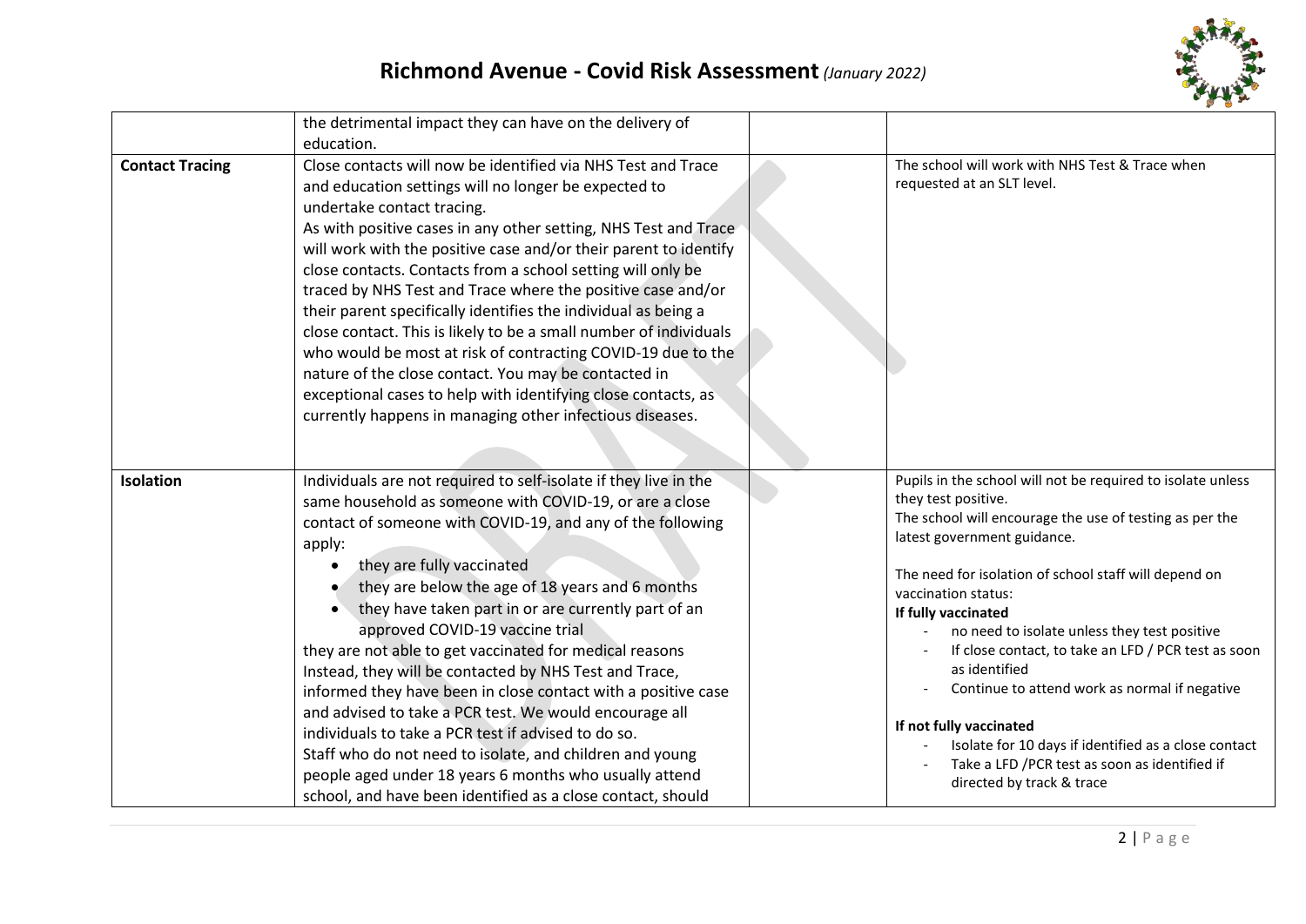| | the detrimental impact they can have on the delivery of education. | | |
|---|---|---|---|
| **Contact Tracing** | Close contacts will now be identified via NHS Test and Trace and education settings will no longer be expected to undertake contact tracing.<br>As with positive cases in any other setting, NHS Test and Trace will work with the positive case and/or their parent to identify close contacts. Contacts from a school setting will only be traced by NHS Test and Trace where the positive case and/or their parent specifically identifies the individual as being a close contact. This is likely to be a small number of individuals who would be most at risk of contracting COVID-19 due to the nature of the close contact. You may be contacted in exceptional cases to help with identifying close contacts, as currently happens in managing other infectious diseases. | | The school will work with NHS Test & Trace when requested at an SLT level. |
| **Isolation** | Individuals are not required to self-isolate if they live in the same household as someone with COVID-19, or are a close contact of someone with COVID-19, and any of the following apply:<br>• they are fully vaccinated<br>• they are below the age of 18 years and 6 months<br>• they have taken part in or are currently part of an approved COVID-19 vaccine trial<br>they are not able to get vaccinated for medical reasons<br>Instead, they will be contacted by NHS Test and Trace, informed they have been in close contact with a positive case and advised to take a PCR test. We would encourage all individuals to take a PCR test if advised to do so.<br>Staff who do not need to isolate, and children and young people aged under 18 years 6 months who usually attend school, and have been identified as a close contact, should | | Pupils in the school will not be required to isolate unless they test positive.<br>The school will encourage the use of testing as per the latest government guidance.<br><br>The need for isolation of school staff will depend on vaccination status:<br>**If fully vaccinated**<br>- no need to isolate unless they test positive<br>- If close contact, to take an LFD / PCR test as soon as identified<br>- Continue to attend work as normal if negative<br><br>**If not fully vaccinated**<br>- Isolate for 10 days if identified as a close contact<br>- Take a LFD /PCR test as soon as identified if directed by track & trace |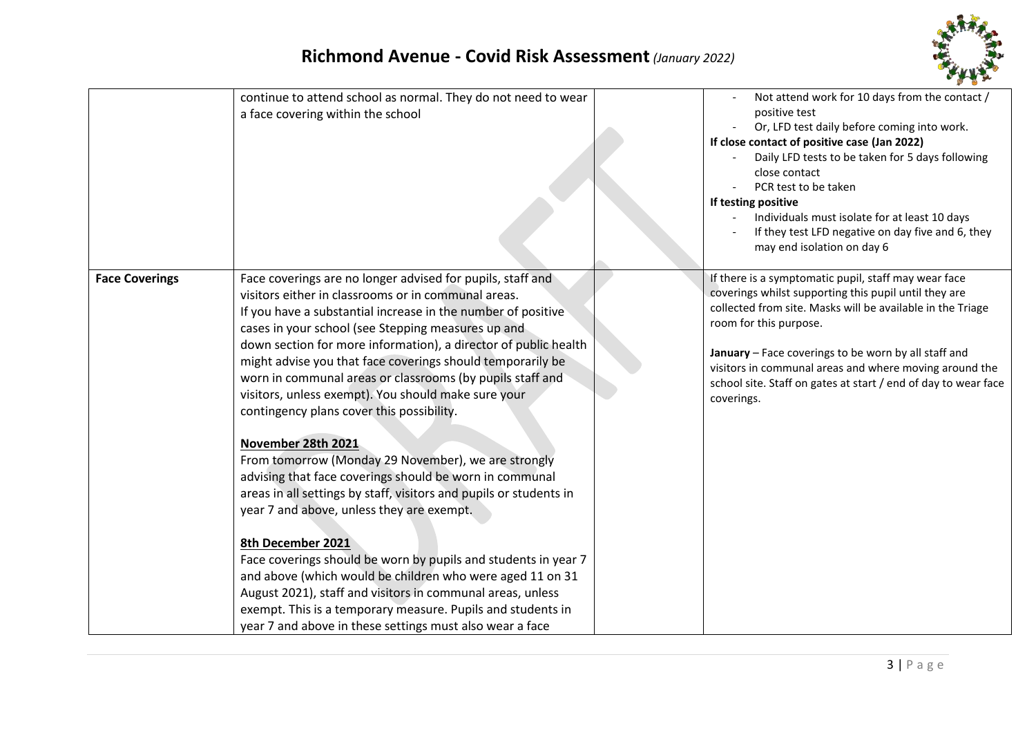| | | | |
|---|---|---|---|
| | continue to attend school as normal. They do not need to wear a face covering within the school | | - Not attend work for 10 days from the contact / positive test<br>- Or, LFD test daily before coming into work.<br>**If close contact of positive case (Jan 2022)**<br>- Daily LFD tests to be taken for 5 days following close contact<br>- PCR test to be taken<br>**If testing positive**<br>- Individuals must isolate for at least 10 days<br>- If they test LFD negative on day five and 6, they may end isolation on day 6 |
| **Face Coverings** | Face coverings are no longer advised for pupils, staff and visitors either in classrooms or in communal areas.<br>If you have a substantial increase in the number of positive cases in your school (see Stepping measures up and down section for more information), a director of public health might advise you that face coverings should temporarily be worn in communal areas or classrooms (by pupils staff and visitors, unless exempt). You should make sure your contingency plans cover this possibility.<br><br>**<u>November 28th 2021</u>**<br>From tomorrow (Monday 29 November), we are strongly advising that face coverings should be worn in communal areas in all settings by staff, visitors and pupils or students in year 7 and above, unless they are exempt.<br><br>**<u>8th December 2021</u>**<br>Face coverings should be worn by pupils and students in year 7 and above (which would be children who were aged 11 on 31 August 2021), staff and visitors in communal areas, unless exempt. This is a temporary measure. Pupils and students in year 7 and above in these settings must also wear a face | | If there is a symptomatic pupil, staff may wear face coverings whilst supporting this pupil until they are collected from site. Masks will be available in the Triage room for this purpose.<br><br>**January** – Face coverings to be worn by all staff and visitors in communal areas and where moving around the school site. Staff on gates at start / end of day to wear face coverings. |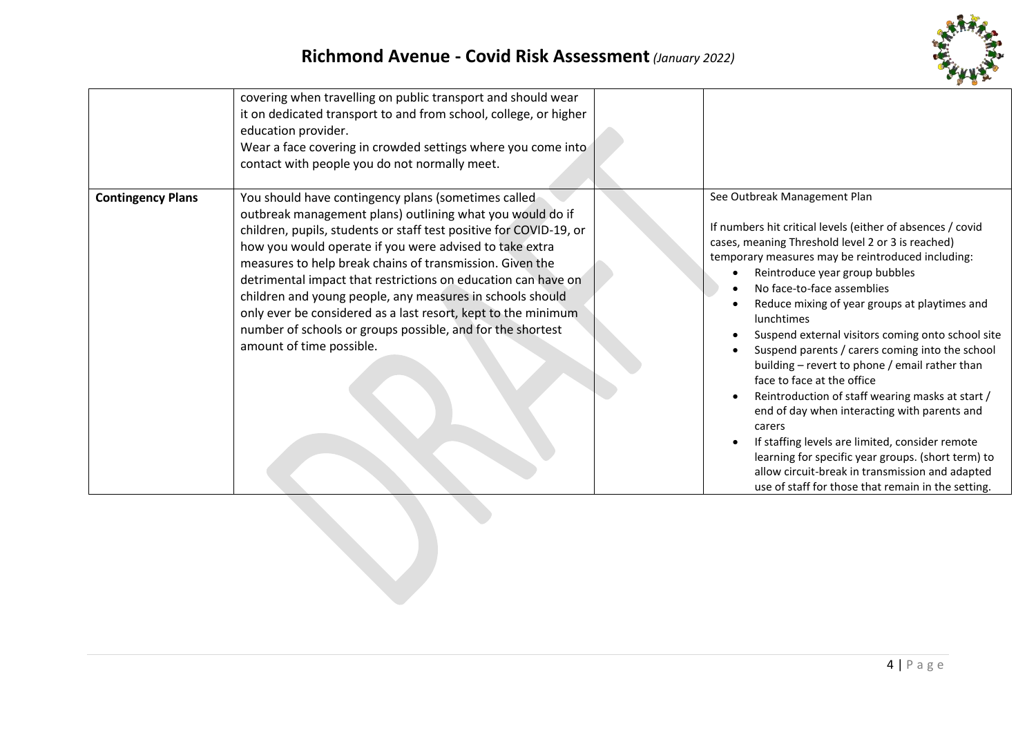| | | | |
|---|---|---|---|
| | covering when travelling on public transport and should wear it on dedicated transport to and from school, college, or higher education provider.<br>Wear a face covering in crowded settings where you come into contact with people you do not normally meet. | | |
| **Contingency Plans** | You should have contingency plans (sometimes called outbreak management plans) outlining what you would do if children, pupils, students or staff test positive for COVID-19, or how you would operate if you were advised to take extra measures to help break chains of transmission. Given the detrimental impact that restrictions on education can have on children and young people, any measures in schools should only ever be considered as a last resort, kept to the minimum number of schools or groups possible, and for the shortest amount of time possible. | | See Outbreak Management Plan<br><br>If numbers hit critical levels (either of absences / covid cases, meaning Threshold level 2 or 3 is reached) temporary measures may be reintroduced including:<br>• Reintroduce year group bubbles<br>• No face-to-face assemblies<br>• Reduce mixing of year groups at playtimes and lunchtimes<br>• Suspend external visitors coming onto school site<br>• Suspend parents / carers coming into the school building – revert to phone / email rather than face to face at the office<br>• Reintroduction of staff wearing masks at start / end of day when interacting with parents and carers<br>• If staffing levels are limited, consider remote learning for specific year groups. (short term) to allow circuit-break in transmission and adapted use of staff for those that remain in the setting. |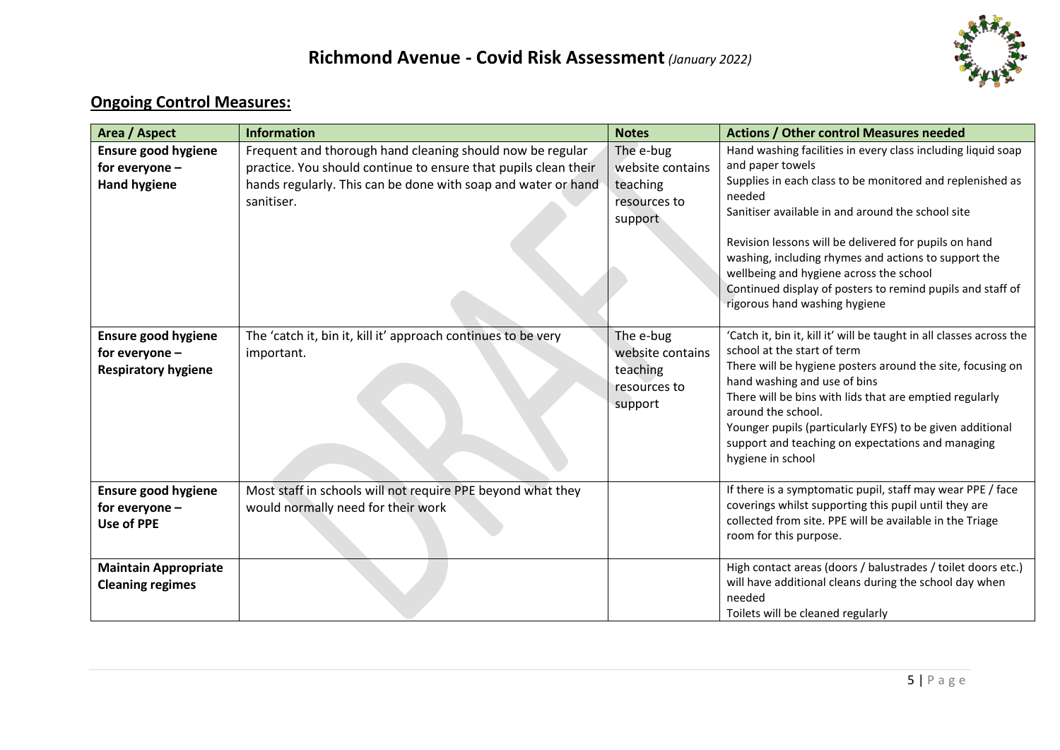# Richmond Avenue - Covid Risk Assessment *(January 2022)*

## Ongoing Control Measures:

| Area / Aspect | Information | Notes | Actions / Other control Measures needed |
|---|---|---|---|
| **Ensure good hygiene for everyone – Hand hygiene** | Frequent and thorough hand cleaning should now be regular practice. You should continue to ensure that pupils clean their hands regularly. This can be done with soap and water or hand sanitiser. | The e-bug website contains teaching resources to support | Hand washing facilities in every class including liquid soap and paper towels<br>Supplies in each class to be monitored and replenished as needed<br>Sanitiser available in and around the school site<br><br>Revision lessons will be delivered for pupils on hand washing, including rhymes and actions to support the wellbeing and hygiene across the school<br>Continued display of posters to remind pupils and staff of rigorous hand washing hygiene |
| **Ensure good hygiene for everyone – Respiratory hygiene** | The 'catch it, bin it, kill it' approach continues to be very important. | The e-bug website contains teaching resources to support | 'Catch it, bin it, kill it' will be taught in all classes across the school at the start of term<br>There will be hygiene posters around the site, focusing on hand washing and use of bins<br>There will be bins with lids that are emptied regularly around the school.<br>Younger pupils (particularly EYFS) to be given additional support and teaching on expectations and managing hygiene in school |
| **Ensure good hygiene for everyone – Use of PPE** | Most staff in schools will not require PPE beyond what they would normally need for their work | | If there is a symptomatic pupil, staff may wear PPE / face coverings whilst supporting this pupil until they are collected from site. PPE will be available in the Triage room for this purpose. |
| **Maintain Appropriate Cleaning regimes** | | | High contact areas (doors / balustrades / toilet doors etc.) will have additional cleans during the school day when needed<br>Toilets will be cleaned regularly |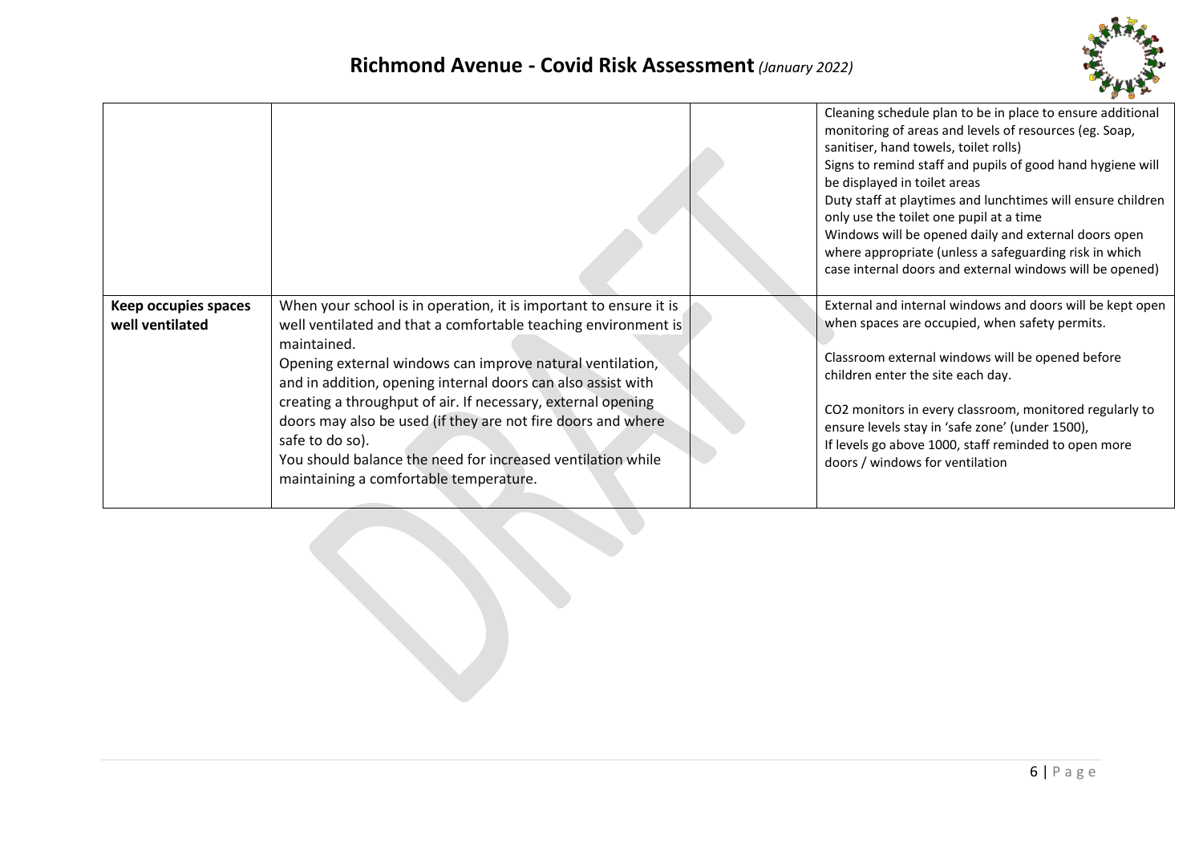| | | | |
|---|---|---|---|
| | | | Cleaning schedule plan to be in place to ensure additional monitoring of areas and levels of resources (eg. Soap, sanitiser, hand towels, toilet rolls)<br>Signs to remind staff and pupils of good hand hygiene will be displayed in toilet areas<br>Duty staff at playtimes and lunchtimes will ensure children only use the toilet one pupil at a time<br>Windows will be opened daily and external doors open where appropriate (unless a safeguarding risk in which case internal doors and external windows will be opened) |
| **Keep occupies spaces well ventilated** | When your school is in operation, it is important to ensure it is well ventilated and that a comfortable teaching environment is maintained.<br>Opening external windows can improve natural ventilation, and in addition, opening internal doors can also assist with creating a throughput of air. If necessary, external opening doors may also be used (if they are not fire doors and where safe to do so).<br>You should balance the need for increased ventilation while maintaining a comfortable temperature. | | External and internal windows and doors will be kept open when spaces are occupied, when safety permits.<br><br>Classroom external windows will be opened before children enter the site each day.<br><br>$CO_2$ monitors in every classroom, monitored regularly to ensure levels stay in 'safe zone' (under 1500),<br>If levels go above 1000, staff reminded to open more doors / windows for ventilation |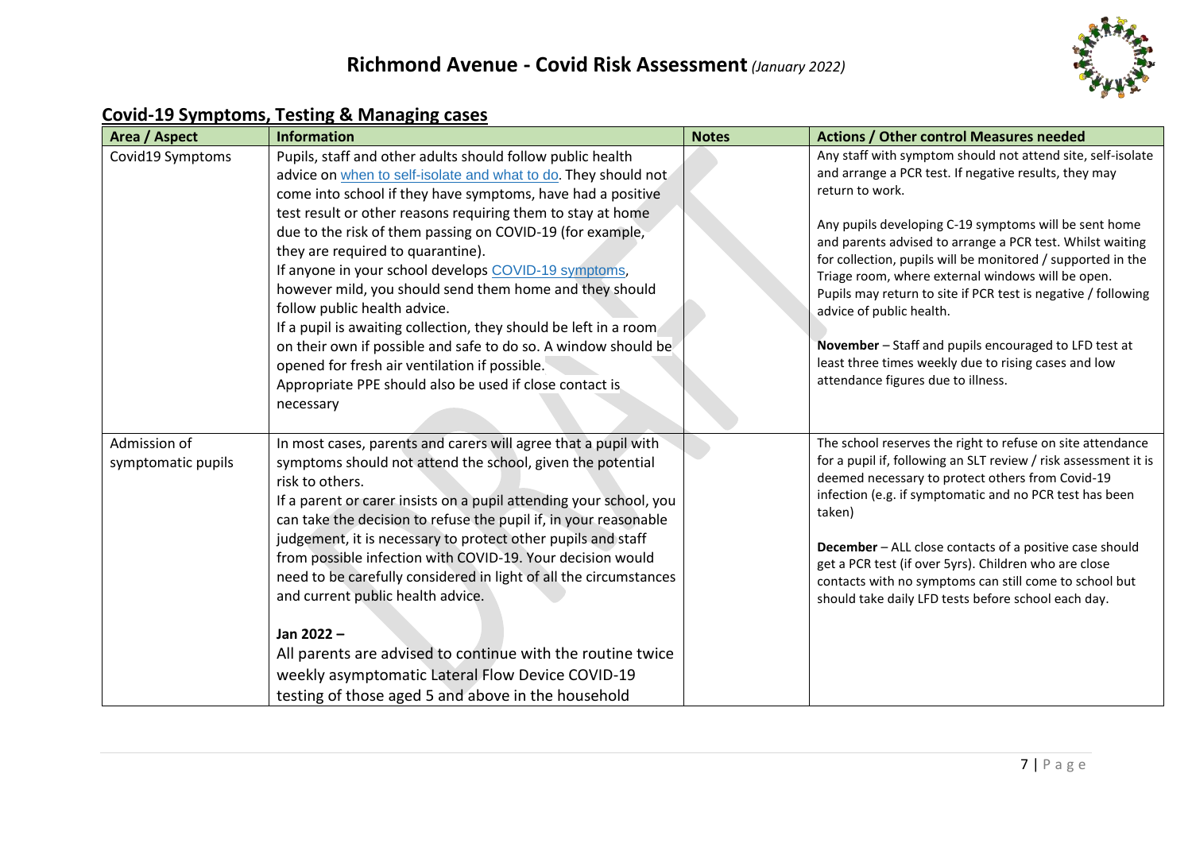# Richmond Avenue - Covid Risk Assessment *(January 2022)*

## Covid-19 Symptoms, Testing & Managing cases

| Area / Aspect | Information | Notes | Actions / Other control Measures needed |
|---|---|---|---|
| Covid19 Symptoms | Pupils, staff and other adults should follow public health advice on when to self-isolate and what to do. They should not come into school if they have symptoms, have had a positive test result or other reasons requiring them to stay at home due to the risk of them passing on COVID-19 (for example, they are required to quarantine).<br>If anyone in your school develops COVID-19 symptoms, however mild, you should send them home and they should follow public health advice.<br>If a pupil is awaiting collection, they should be left in a room on their own if possible and safe to do so. A window should be opened for fresh air ventilation if possible.<br>Appropriate PPE should also be used if close contact is necessary | | Any staff with symptom should not attend site, self-isolate and arrange a PCR test. If negative results, they may return to work.<br><br>Any pupils developing C-19 symptoms will be sent home and parents advised to arrange a PCR test. Whilst waiting for collection, pupils will be monitored / supported in the Triage room, where external windows will be open. Pupils may return to site if PCR test is negative / following advice of public health.<br><br>**November** – Staff and pupils encouraged to LFD test at least three times weekly due to rising cases and low attendance figures due to illness. |
| Admission of symptomatic pupils | In most cases, parents and carers will agree that a pupil with symptoms should not attend the school, given the potential risk to others.<br>If a parent or carer insists on a pupil attending your school, you can take the decision to refuse the pupil if, in your reasonable judgement, it is necessary to protect other pupils and staff from possible infection with COVID-19. Your decision would need to be carefully considered in light of all the circumstances and current public health advice.<br><br>**Jan 2022 –**<br>All parents are advised to continue with the routine twice weekly asymptomatic Lateral Flow Device COVID-19 testing of those aged 5 and above in the household | | The school reserves the right to refuse on site attendance for a pupil if, following an SLT review / risk assessment it is deemed necessary to protect others from Covid-19 infection (e.g. if symptomatic and no PCR test has been taken)<br><br>**December** – ALL close contacts of a positive case should get a PCR test (if over 5yrs). Children who are close contacts with no symptoms can still come to school but should take daily LFD tests before school each day. |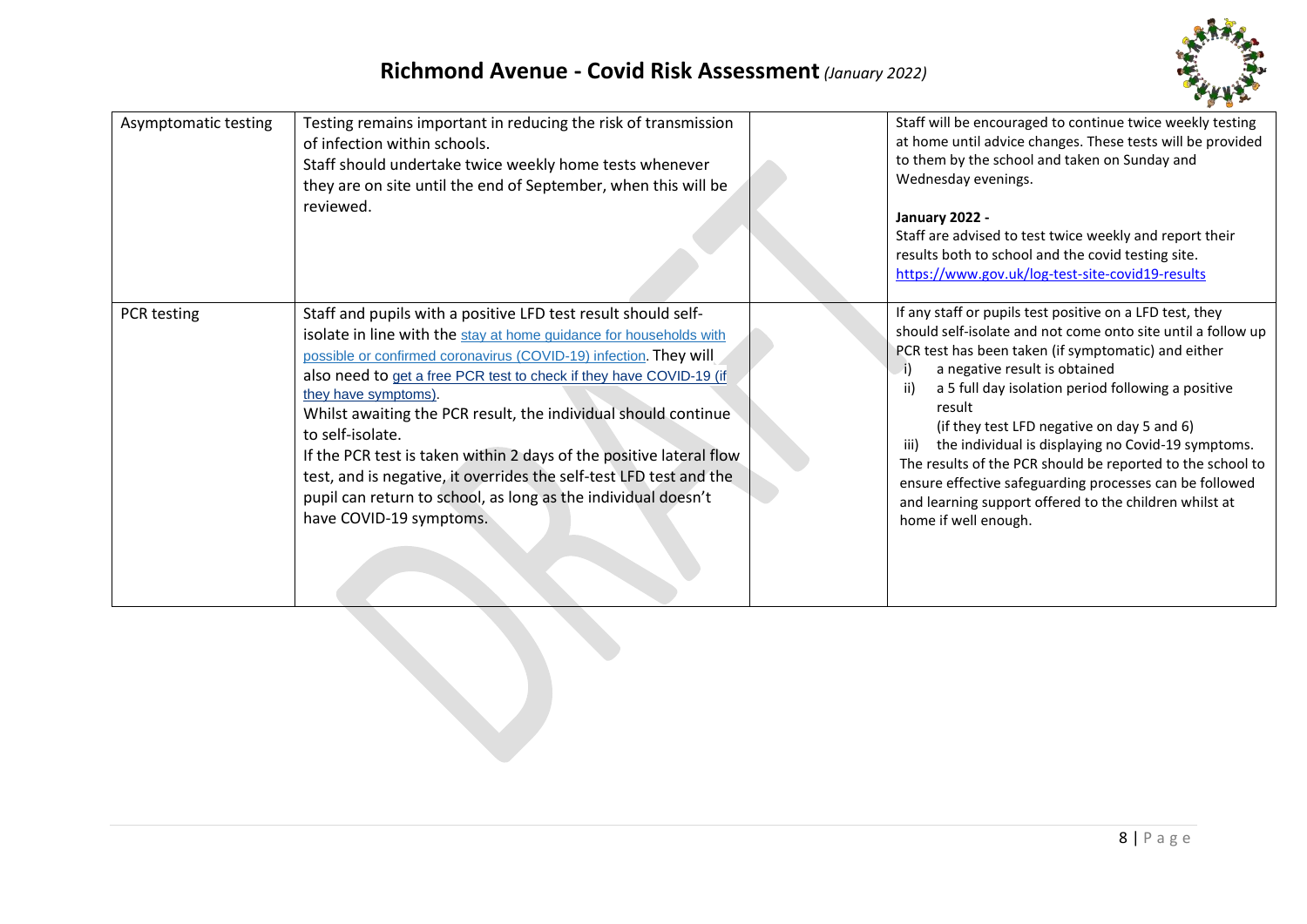| | | | |
|---|---|---|---|
| Asymptomatic testing | Testing remains important in reducing the risk of transmission of infection within schools.<br>Staff should undertake twice weekly home tests whenever they are on site until the end of September, when this will be reviewed. | | Staff will be encouraged to continue twice weekly testing at home until advice changes. These tests will be provided to them by the school and taken on Sunday and Wednesday evenings.<br><br>**January 2022 -**<br>Staff are advised to test twice weekly and report their results both to school and the covid testing site.<br>https://www.gov.uk/log-test-site-covid19-results |
| PCR testing | Staff and pupils with a positive LFD test result should self-isolate in line with the stay at home guidance for households with possible or confirmed coronavirus (COVID-19) infection. They will also need to get a free PCR test to check if they have COVID-19 (if they have symptoms).<br>Whilst awaiting the PCR result, the individual should continue to self-isolate.<br>If the PCR test is taken within 2 days of the positive lateral flow test, and is negative, it overrides the self-test LFD test and the pupil can return to school, as long as the individual doesn't have COVID-19 symptoms. | | If any staff or pupils test positive on a LFD test, they should self-isolate and not come onto site until a follow up PCR test has been taken (if symptomatic) and either<br>i) a negative result is obtained<br>ii) a 5 full day isolation period following a positive result (if they test LFD negative on day 5 and 6)<br>iii) the individual is displaying no Covid-19 symptoms.<br>The results of the PCR should be reported to the school to ensure effective safeguarding processes can be followed and learning support offered to the children whilst at home if well enough. |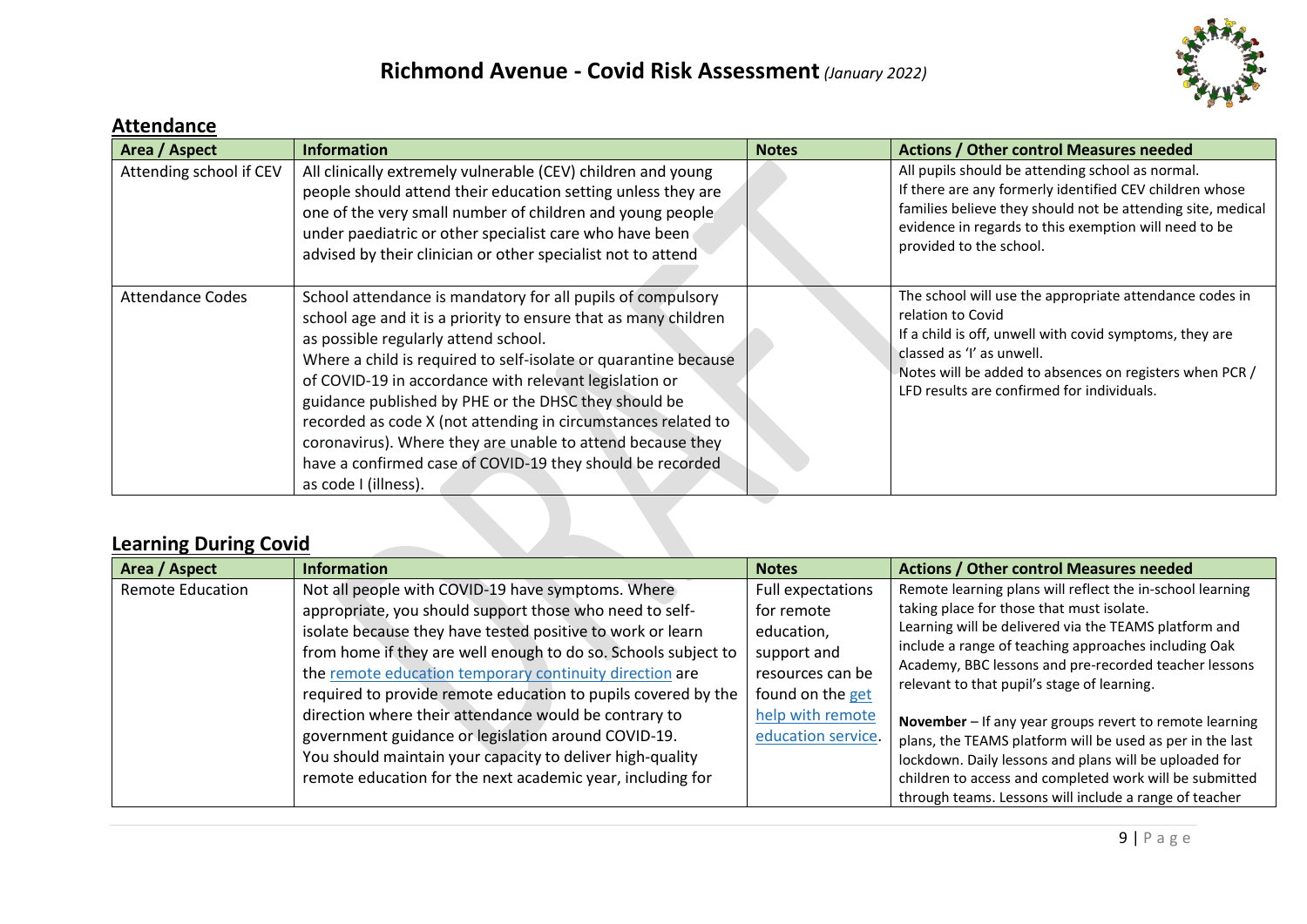# Richmond Avenue - Covid Risk Assessment *(January 2022)*

## Attendance

| Area / Aspect | Information | Notes | Actions / Other control Measures needed |
|---|---|---|---|
| Attending school if CEV | All clinically extremely vulnerable (CEV) children and young people should attend their education setting unless they are one of the very small number of children and young people under paediatric or other specialist care who have been advised by their clinician or other specialist not to attend | | All pupils should be attending school as normal.<br>If there are any formerly identified CEV children whose families believe they should not be attending site, medical evidence in regards to this exemption will need to be provided to the school. |
| Attendance Codes | School attendance is mandatory for all pupils of compulsory school age and it is a priority to ensure that as many children as possible regularly attend school.<br>Where a child is required to self-isolate or quarantine because of COVID-19 in accordance with relevant legislation or guidance published by PHE or the DHSC they should be recorded as code X (not attending in circumstances related to coronavirus). Where they are unable to attend because they have a confirmed case of COVID-19 they should be recorded as code I (illness). | | The school will use the appropriate attendance codes in relation to Covid<br>If a child is off, unwell with covid symptoms, they are classed as 'I' as unwell.<br>Notes will be added to absences on registers when PCR / LFD results are confirmed for individuals. |

## Learning During Covid

| Area / Aspect | Information | Notes | Actions / Other control Measures needed |
|---|---|---|---|
| Remote Education | Not all people with COVID-19 have symptoms. Where appropriate, you should support those who need to self-isolate because they have tested positive to work or learn from home if they are well enough to do so. Schools subject to the remote education temporary continuity direction are required to provide remote education to pupils covered by the direction where their attendance would be contrary to government guidance or legislation around COVID-19.<br>You should maintain your capacity to deliver high-quality remote education for the next academic year, including for | Full expectations for remote education, support and resources can be found on the get help with remote education service. | Remote learning plans will reflect the in-school learning taking place for those that must isolate.<br>Learning will be delivered via the TEAMS platform and include a range of teaching approaches including Oak Academy, BBC lessons and pre-recorded teacher lessons relevant to that pupil's stage of learning.<br><br>**November** – If any year groups revert to remote learning plans, the TEAMS platform will be used as per in the last lockdown. Daily lessons and plans will be uploaded for children to access and completed work will be submitted through teams. Lessons will include a range of teacher |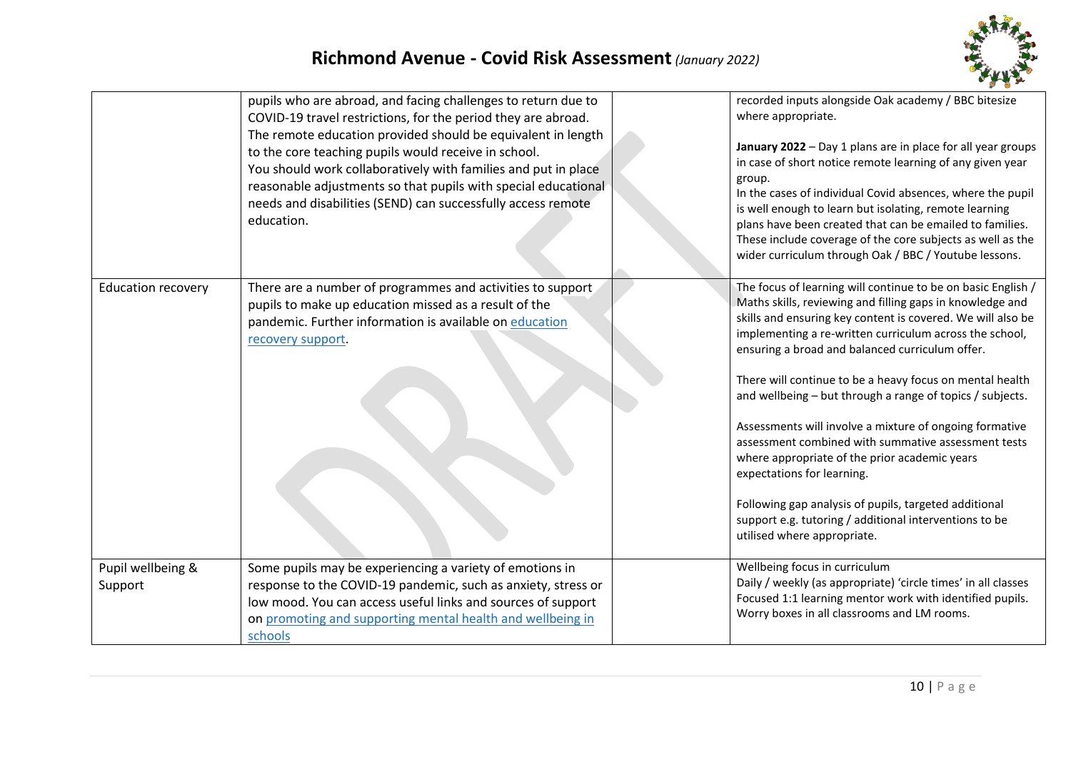| | | | |
|---|---|---|---|
| | pupils who are abroad, and facing challenges to return due to COVID-19 travel restrictions, for the period they are abroad. The remote education provided should be equivalent in length to the core teaching pupils would receive in school. You should work collaboratively with families and put in place reasonable adjustments so that pupils with special educational needs and disabilities (SEND) can successfully access remote education. | | recorded inputs alongside Oak academy / BBC bitesize where appropriate.<br><br>**January 2022** – Day 1 plans are in place for all year groups in case of short notice remote learning of any given year group.<br>In the cases of individual Covid absences, where the pupil is well enough to learn but isolating, remote learning plans have been created that can be emailed to families. These include coverage of the core subjects as well as the wider curriculum through Oak / BBC / Youtube lessons. |
| Education recovery | There are a number of programmes and activities to support pupils to make up education missed as a result of the pandemic. Further information is available on [education recovery support](). | | The focus of learning will continue to be on basic English / Maths skills, reviewing and filling gaps in knowledge and skills and ensuring key content is covered. We will also be implementing a re-written curriculum across the school, ensuring a broad and balanced curriculum offer.<br><br>There will continue to be a heavy focus on mental health and wellbeing – but through a range of topics / subjects.<br><br>Assessments will involve a mixture of ongoing formative assessment combined with summative assessment tests where appropriate of the prior academic years expectations for learning.<br><br>Following gap analysis of pupils, targeted additional support e.g. tutoring / additional interventions to be utilised where appropriate. |
| Pupil wellbeing & Support | Some pupils may be experiencing a variety of emotions in response to the COVID-19 pandemic, such as anxiety, stress or low mood. You can access useful links and sources of support on [promoting and supporting mental health and wellbeing in schools]() | | Wellbeing focus in curriculum<br>Daily / weekly (as appropriate) 'circle times' in all classes<br>Focused 1:1 learning mentor work with identified pupils.<br>Worry boxes in all classrooms and LM rooms. |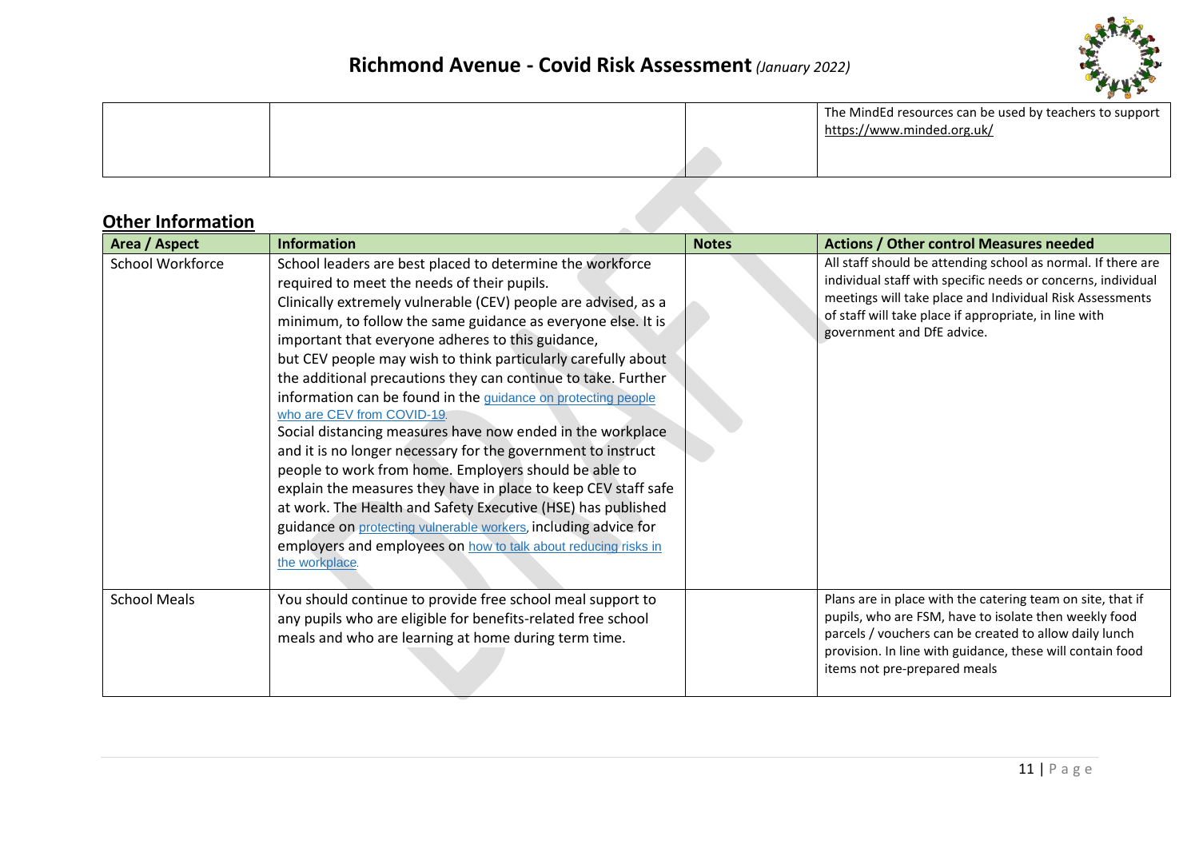| | | | The MindEd resources can be used by teachers to support https://www.minded.org.uk/ |
|---|---|---|---|

## Other Information

| Area / Aspect | Information | Notes | Actions / Other control Measures needed |
|---|---|---|---|
| School Workforce | School leaders are best placed to determine the workforce required to meet the needs of their pupils.<br>Clinically extremely vulnerable (CEV) people are advised, as a minimum, to follow the same guidance as everyone else. It is important that everyone adheres to this guidance, but CEV people may wish to think particularly carefully about the additional precautions they can continue to take. Further information can be found in the guidance on protecting people who are CEV from COVID-19.<br>Social distancing measures have now ended in the workplace and it is no longer necessary for the government to instruct people to work from home. Employers should be able to explain the measures they have in place to keep CEV staff safe at work. The Health and Safety Executive (HSE) has published guidance on protecting vulnerable workers, including advice for employers and employees on how to talk about reducing risks in the workplace. | | All staff should be attending school as normal. If there are individual staff with specific needs or concerns, individual meetings will take place and Individual Risk Assessments of staff will take place if appropriate, in line with government and DfE advice. |
| School Meals | You should continue to provide free school meal support to any pupils who are eligible for benefits-related free school meals and who are learning at home during term time. | | Plans are in place with the catering team on site, that if pupils, who are FSM, have to isolate then weekly food parcels / vouchers can be created to allow daily lunch provision. In line with guidance, these will contain food items not pre-prepared meals |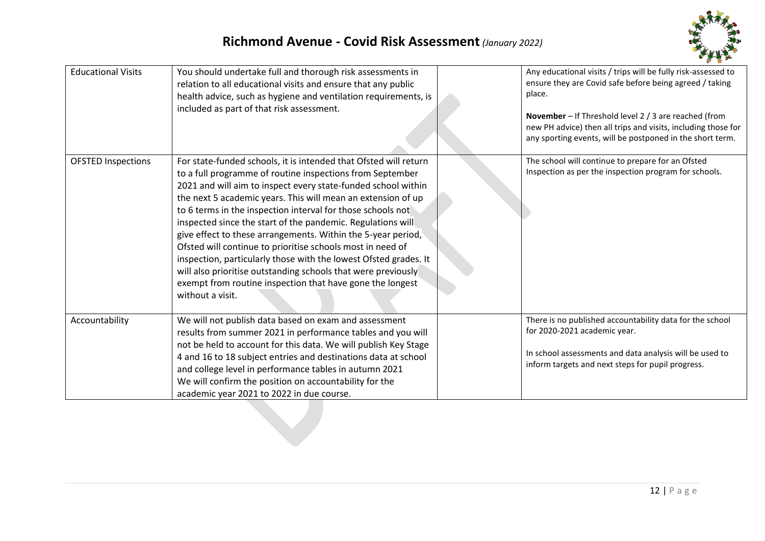# Richmond Avenue - Covid Risk Assessment *(January 2022)*

| | | | |
|---|---|---|---|
| Educational Visits | You should undertake full and thorough risk assessments in relation to all educational visits and ensure that any public health advice, such as hygiene and ventilation requirements, is included as part of that risk assessment. | | Any educational visits / trips will be fully risk-assessed to ensure they are Covid safe before being agreed / taking place.<br><br>**November** – If Threshold level 2 / 3 are reached (from new PH advice) then all trips and visits, including those for any sporting events, will be postponed in the short term. |
| OFSTED Inspections | For state-funded schools, it is intended that Ofsted will return to a full programme of routine inspections from September 2021 and will aim to inspect every state-funded school within the next 5 academic years. This will mean an extension of up to 6 terms in the inspection interval for those schools not inspected since the start of the pandemic. Regulations will give effect to these arrangements. Within the 5-year period, Ofsted will continue to prioritise schools most in need of inspection, particularly those with the lowest Ofsted grades. It will also prioritise outstanding schools that were previously exempt from routine inspection that have gone the longest without a visit. | | The school will continue to prepare for an Ofsted Inspection as per the inspection program for schools. |
| Accountability | We will not publish data based on exam and assessment results from summer 2021 in performance tables and you will not be held to account for this data. We will publish Key Stage 4 and 16 to 18 subject entries and destinations data at school and college level in performance tables in autumn 2021<br>We will confirm the position on accountability for the academic year 2021 to 2022 in due course. | | There is no published accountability data for the school for 2020-2021 academic year.<br><br>In school assessments and data analysis will be used to inform targets and next steps for pupil progress. |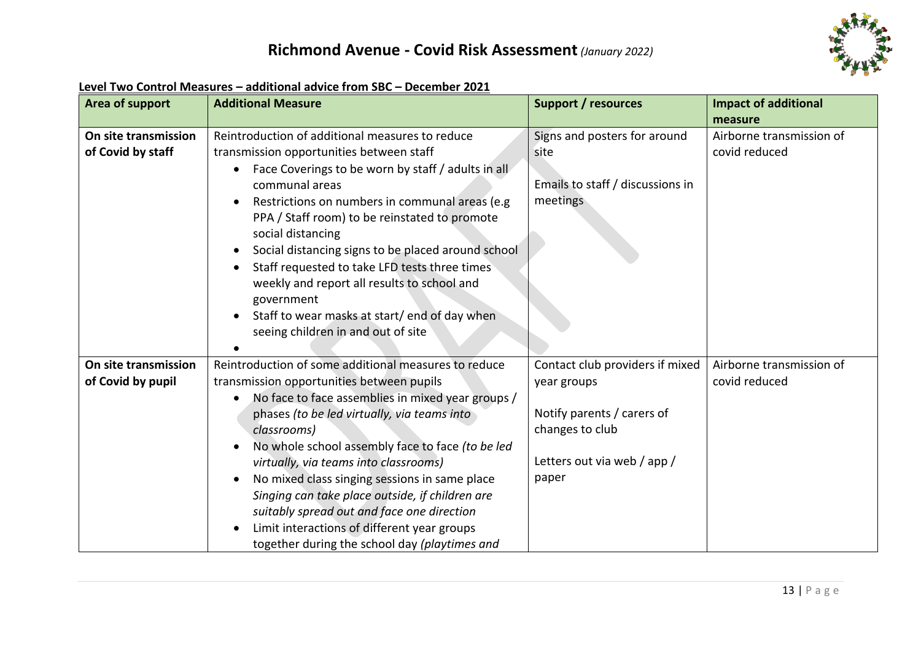# Richmond Avenue - Covid Risk Assessment *(January 2022)*

**Level Two Control Measures – additional advice from SBC – December 2021**

| Area of support | Additional Measure | Support / resources | Impact of additional measure |
|---|---|---|---|
| **On site transmission of Covid by staff** | Reintroduction of additional measures to reduce transmission opportunities between staff<br>• Face Coverings to be worn by staff / adults in all communal areas<br>• Restrictions on numbers in communal areas (e.g PPA / Staff room) to be reinstated to promote social distancing<br>• Social distancing signs to be placed around school<br>• Staff requested to take LFD tests three times weekly and report all results to school and government<br>• Staff to wear masks at start/ end of day when seeing children in and out of site<br>• | Signs and posters for around site<br><br>Emails to staff / discussions in meetings | Airborne transmission of covid reduced |
| **On site transmission of Covid by pupil** | Reintroduction of some additional measures to reduce transmission opportunities between pupils<br>• No face to face assemblies in mixed year groups / phases *(to be led virtually, via teams into classrooms)*<br>• No whole school assembly face to face *(to be led virtually, via teams into classrooms)*<br>• No mixed class singing sessions in same place *Singing can take place outside, if children are suitably spread out and face one direction*<br>• Limit interactions of different year groups together during the school day *(playtimes and* | Contact club providers if mixed year groups<br><br>Notify parents / carers of changes to club<br><br>Letters out via web / app / paper | Airborne transmission of covid reduced |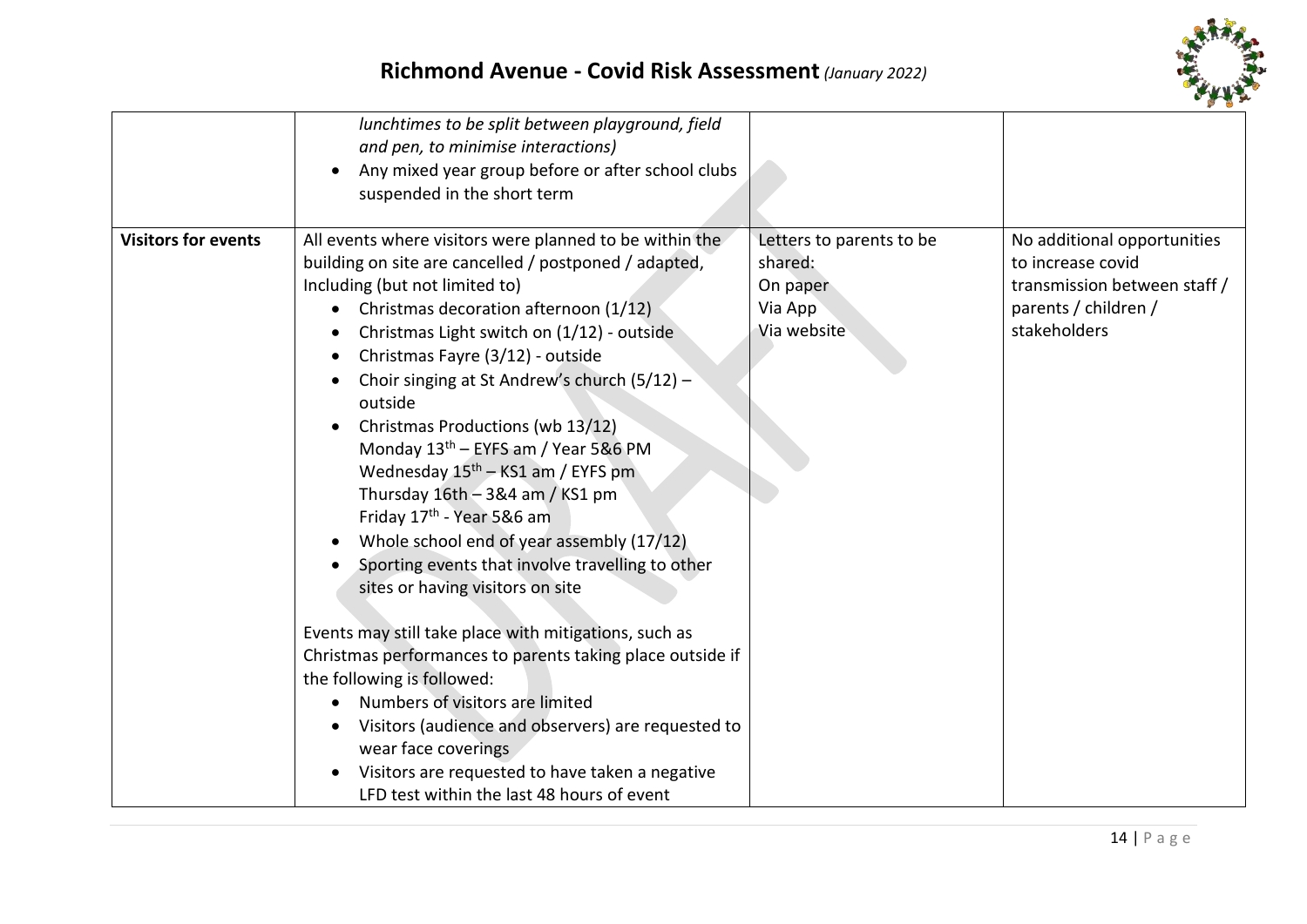| | | | |
|---|---|---|---|
| | *lunchtimes to be split between playground, field and pen, to minimise interactions)*<br>• Any mixed year group before or after school clubs suspended in the short term | | |
| **Visitors for events** | All events where visitors were planned to be within the building on site are cancelled / postponed / adapted, Including (but not limited to)<br>• Christmas decoration afternoon (1/12)<br>• Christmas Light switch on (1/12) - outside<br>• Christmas Fayre (3/12) - outside<br>• Choir singing at St Andrew's church (5/12) – outside<br>• Christmas Productions (wb 13/12)<br>Monday 13th – EYFS am / Year 5&6 PM<br>Wednesday 15th – KS1 am / EYFS pm<br>Thursday 16th – 3&4 am / KS1 pm<br>Friday 17th - Year 5&6 am<br>• Whole school end of year assembly (17/12)<br>• Sporting events that involve travelling to other sites or having visitors on site<br><br>Events may still take place with mitigations, such as Christmas performances to parents taking place outside if the following is followed:<br>• Numbers of visitors are limited<br>• Visitors (audience and observers) are requested to wear face coverings<br>• Visitors are requested to have taken a negative LFD test within the last 48 hours of event | Letters to parents to be shared:<br>On paper<br>Via App<br>Via website | No additional opportunities to increase covid transmission between staff / parents / children / stakeholders |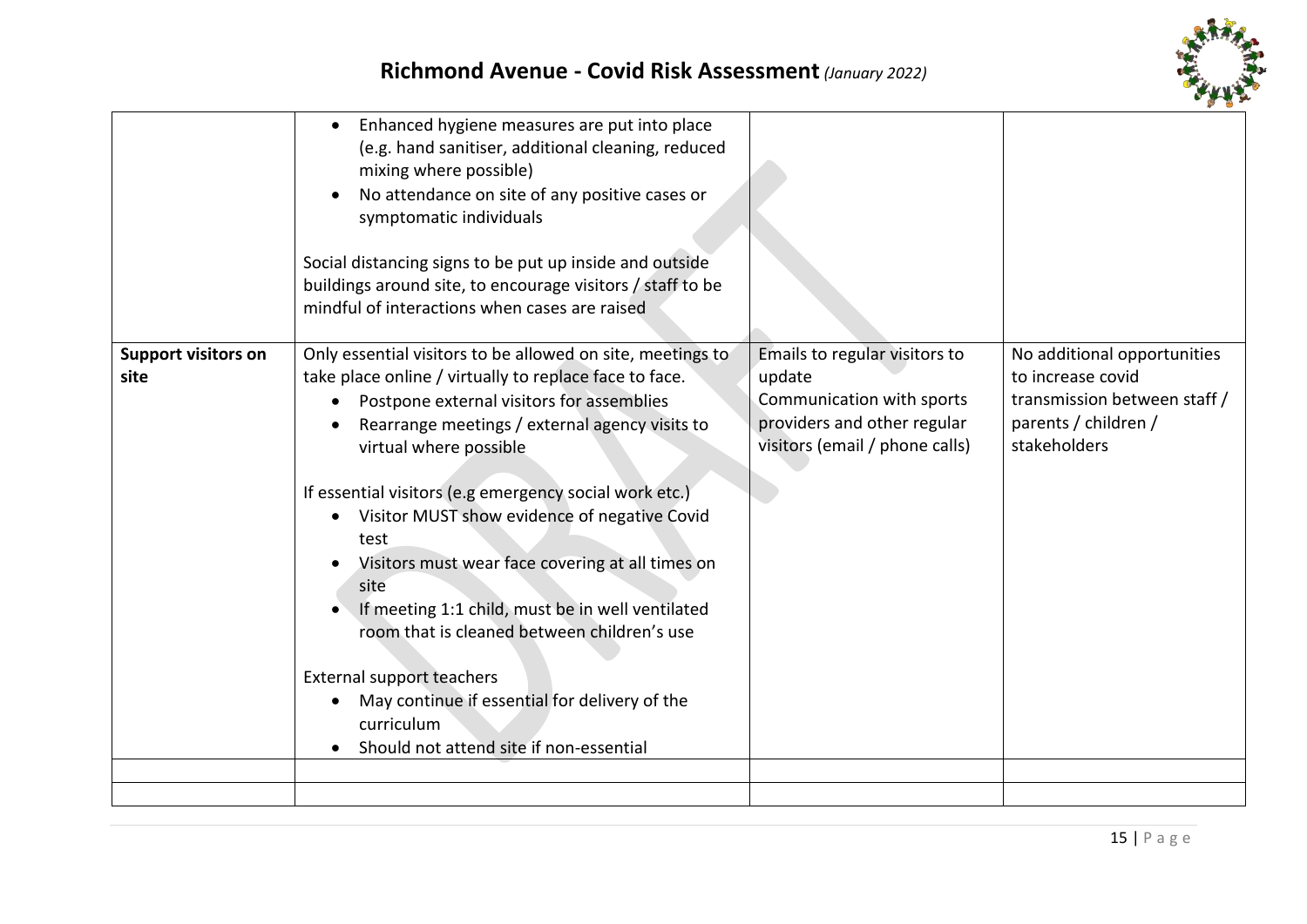| | | | |
|---|---|---|---|
| | • Enhanced hygiene measures are put into place (e.g. hand sanitiser, additional cleaning, reduced mixing where possible)<br>• No attendance on site of any positive cases or symptomatic individuals<br><br>Social distancing signs to be put up inside and outside buildings around site, to encourage visitors / staff to be mindful of interactions when cases are raised | | |
| **Support visitors on site** | Only essential visitors to be allowed on site, meetings to take place online / virtually to replace face to face.<br>• Postpone external visitors for assemblies<br>• Rearrange meetings / external agency visits to virtual where possible<br><br>If essential visitors (e.g emergency social work etc.)<br>• Visitor MUST show evidence of negative Covid test<br>• Visitors must wear face covering at all times on site<br>• If meeting 1:1 child, must be in well ventilated room that is cleaned between children's use<br><br>External support teachers<br>• May continue if essential for delivery of the curriculum<br>• Should not attend site if non-essential | Emails to regular visitors to update<br>Communication with sports providers and other regular visitors (email / phone calls) | No additional opportunities to increase covid transmission between staff / parents / children / stakeholders |
| | | | |
| | | | |